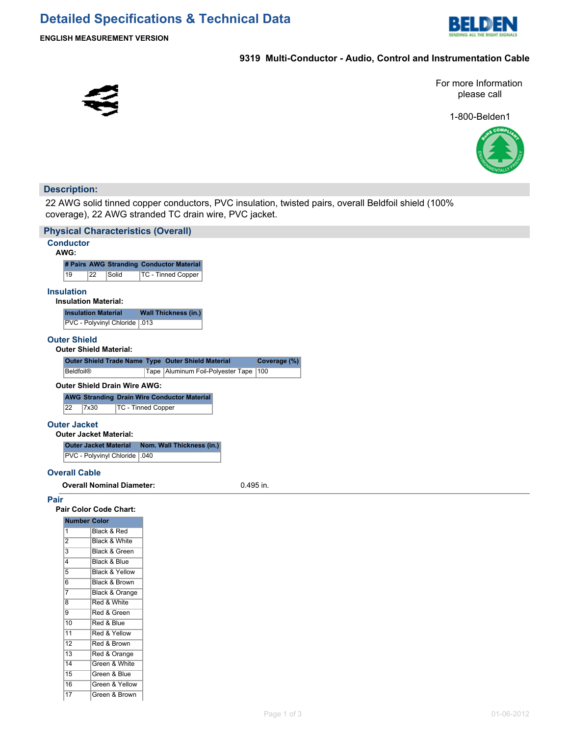# Detailed Specifications & Technical Data

**ENGLISH MEASUREMENT VERSION**

**9319 Multi-Conductor - Audio, Control and Instrumentation Cable**

For more Information please call

1-800-Belden1

## Description:

22 AWG solid tinned copper conductors, PVC insulation, twisted pairs, overall Beldfoil shield (100% coverage), 22 AWG stranded TC drain wire, PVC jacket.

## Physical Characteristics (Overall)

### Conductor

**AWG:**

| # Pairs | AWG | Stranding | Conductor Material |
|---|---|---|---|
| 19 | 22 | Solid | TC - Tinned Copper |

### Insulation

**Insulation Material:**

| Insulation Material | Wall Thickness (in.) |
|---|---|
| PVC - Polyvinyl Chloride | .013 |

### Outer Shield

**Outer Shield Material:**

| Outer Shield Trade Name | Type | Outer Shield Material | Coverage (%) |
|---|---|---|---|
| Beldfoil® | Tape | Aluminum Foil-Polyester Tape | 100 |

**Outer Shield Drain Wire AWG:**

| AWG | Stranding | Drain Wire Conductor Material |
|---|---|---|
| 22 | 7x30 | TC - Tinned Copper |

### Outer Jacket

**Outer Jacket Material:**

| Outer Jacket Material | Nom. Wall Thickness (in.) |
|---|---|
| PVC - Polyvinyl Chloride | .040 |

### Overall Cable

**Overall Nominal Diameter:** 0.495 in.

### Pair

**Pair Color Code Chart:**

| Number | Color |
|---|---|
| 1 | Black & Red |
| 2 | Black & White |
| 3 | Black & Green |
| 4 | Black & Blue |
| 5 | Black & Yellow |
| 6 | Black & Brown |
| 7 | Black & Orange |
| 8 | Red & White |
| 9 | Red & Green |
| 10 | Red & Blue |
| 11 | Red & Yellow |
| 12 | Red & Brown |
| 13 | Red & Orange |
| 14 | Green & White |
| 15 | Green & Blue |
| 16 | Green & Yellow |
| 17 | Green & Brown |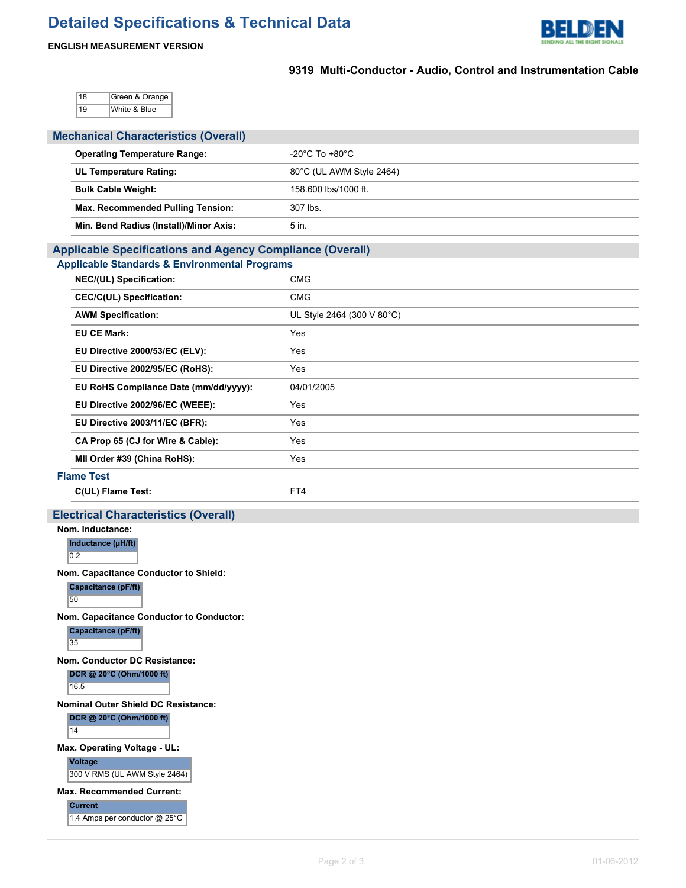| 18 | Green & Orange |
|---|---|
| 19 | White & Blue |

## Mechanical Characteristics (Overall)

| | |
|---|---|
| **Operating Temperature Range:** | -20°C To +80°C |
| **UL Temperature Rating:** | 80°C (UL AWM Style 2464) |
| **Bulk Cable Weight:** | 158.600 lbs/1000 ft. |
| **Max. Recommended Pulling Tension:** | 307 lbs. |
| **Min. Bend Radius (Install)/Minor Axis:** | 5 in. |

## Applicable Specifications and Agency Compliance (Overall)

### Applicable Standards & Environmental Programs

| | |
|---|---|
| **NEC/(UL) Specification:** | CMG |
| **CEC/C(UL) Specification:** | CMG |
| **AWM Specification:** | UL Style 2464 (300 V 80°C) |
| **EU CE Mark:** | Yes |
| **EU Directive 2000/53/EC (ELV):** | Yes |
| **EU Directive 2002/95/EC (RoHS):** | Yes |
| **EU RoHS Compliance Date (mm/dd/yyyy):** | 04/01/2005 |
| **EU Directive 2002/96/EC (WEEE):** | Yes |
| **EU Directive 2003/11/EC (BFR):** | Yes |
| **CA Prop 65 (CJ for Wire & Cable):** | Yes |
| **MII Order #39 (China RoHS):** | Yes |

### Flame Test

| | |
|---|---|
| **C(UL) Flame Test:** | FT4 |

## Electrical Characteristics (Overall)

**Nom. Inductance:**

| Inductance (µH/ft) |
|---|
| 0.2 |

**Nom. Capacitance Conductor to Shield:**

| Capacitance (pF/ft) |
|---|
| 50 |

**Nom. Capacitance Conductor to Conductor:**

| Capacitance (pF/ft) |
|---|
| 35 |

**Nom. Conductor DC Resistance:**

| DCR @ 20°C (Ohm/1000 ft) |
|---|
| 16.5 |

**Nominal Outer Shield DC Resistance:**

| DCR @ 20°C (Ohm/1000 ft) |
|---|
| 14 |

**Max. Operating Voltage - UL:**

| Voltage |
|---|
| 300 V RMS (UL AWM Style 2464) |

**Max. Recommended Current:**

| Current |
|---|
| 1.4 Amps per conductor @ 25°C |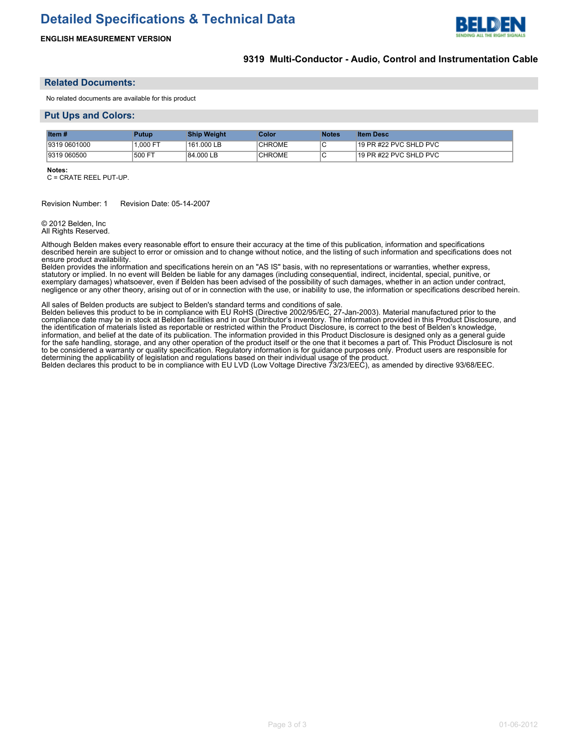# Detailed Specifications & Technical Data

**ENGLISH MEASUREMENT VERSION**

**9319 Multi-Conductor - Audio, Control and Instrumentation Cable**

## Related Documents:

No related documents are available for this product

## Put Ups and Colors:

| Item # | Putup | Ship Weight | Color | Notes | Item Desc |
|---|---|---|---|---|---|
| 9319 0601000 | 1,000 FT | 161.000 LB | CHROME | C | 19 PR #22 PVC SHLD PVC |
| 9319 060500 | 500 FT | 84.000 LB | CHROME | C | 19 PR #22 PVC SHLD PVC |

**Notes:**
C = CRATE REEL PUT-UP.

Revision Number: 1 Revision Date: 05-14-2007

© 2012 Belden, Inc
All Rights Reserved.

Although Belden makes every reasonable effort to ensure their accuracy at the time of this publication, information and specifications described herein are subject to error or omission and to change without notice, and the listing of such information and specifications does not ensure product availability.
Belden provides the information and specifications herein on an "AS IS" basis, with no representations or warranties, whether express, statutory or implied. In no event will Belden be liable for any damages (including consequential, indirect, incidental, special, punitive, or exemplary damages) whatsoever, even if Belden has been advised of the possibility of such damages, whether in an action under contract, negligence or any other theory, arising out of or in connection with the use, or inability to use, the information or specifications described herein.

All sales of Belden products are subject to Belden's standard terms and conditions of sale.
Belden believes this product to be in compliance with EU RoHS (Directive 2002/95/EC, 27-Jan-2003). Material manufactured prior to the compliance date may be in stock at Belden facilities and in our Distributor's inventory. The information provided in this Product Disclosure, and the identification of materials listed as reportable or restricted within the Product Disclosure, is correct to the best of Belden's knowledge, information, and belief at the date of its publication. The information provided in this Product Disclosure is designed only as a general guide for the safe handling, storage, and any other operation of the product itself or the one that it becomes a part of. This Product Disclosure is not to be considered a warranty or quality specification. Regulatory information is for guidance purposes only. Product users are responsible for determining the applicability of legislation and regulations based on their individual usage of the product.
Belden declares this product to be in compliance with EU LVD (Low Voltage Directive 73/23/EEC), as amended by directive 93/68/EEC.